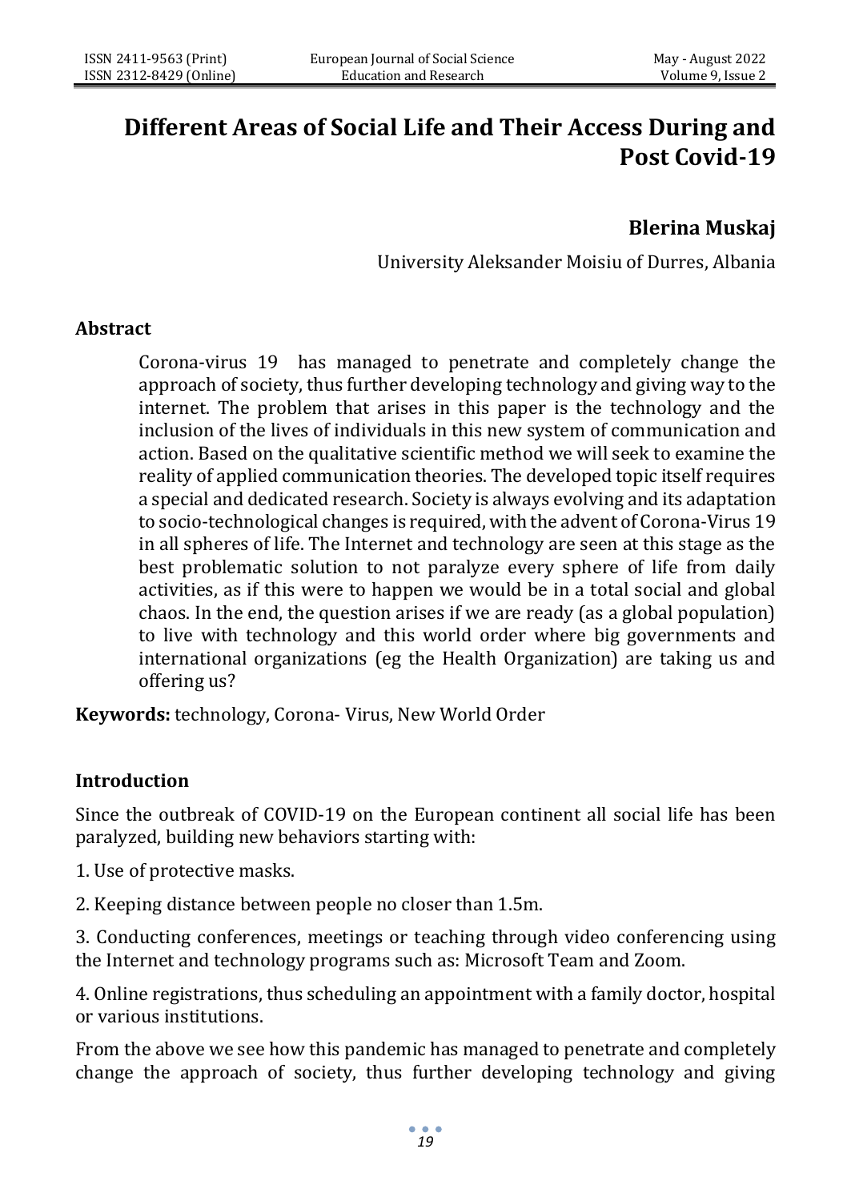# Different Areas of Social Life and Their Access During and Post Covid-19

**Blerina Muskaj**

University Aleksander Moisiu of Durres, Albania

## Abstract

Corona-virus 19 has managed to penetrate and completely change the approach of society, thus further developing technology and giving way to the internet. The problem that arises in this paper is the technology and the inclusion of the lives of individuals in this new system of communication and action. Based on the qualitative scientific method we will seek to examine the reality of applied communication theories. The developed topic itself requires a special and dedicated research. Society is always evolving and its adaptation to socio-technological changes is required, with the advent of Corona-Virus 19 in all spheres of life. The Internet and technology are seen at this stage as the best problematic solution to not paralyze every sphere of life from daily activities, as if this were to happen we would be in a total social and global chaos. In the end, the question arises if we are ready (as a global population) to live with technology and this world order where big governments and international organizations (eg the Health Organization) are taking us and offering us?

**Keywords:** technology, Corona- Virus, New World Order

## Introduction

Since the outbreak of COVID-19 on the European continent all social life has been paralyzed, building new behaviors starting with:

1. Use of protective masks.

2. Keeping distance between people no closer than 1.5m.

3. Conducting conferences, meetings or teaching through video conferencing using the Internet and technology programs such as: Microsoft Team and Zoom.

4. Online registrations, thus scheduling an appointment with a family doctor, hospital or various institutions.

From the above we see how this pandemic has managed to penetrate and completely change the approach of society, thus further developing technology and giving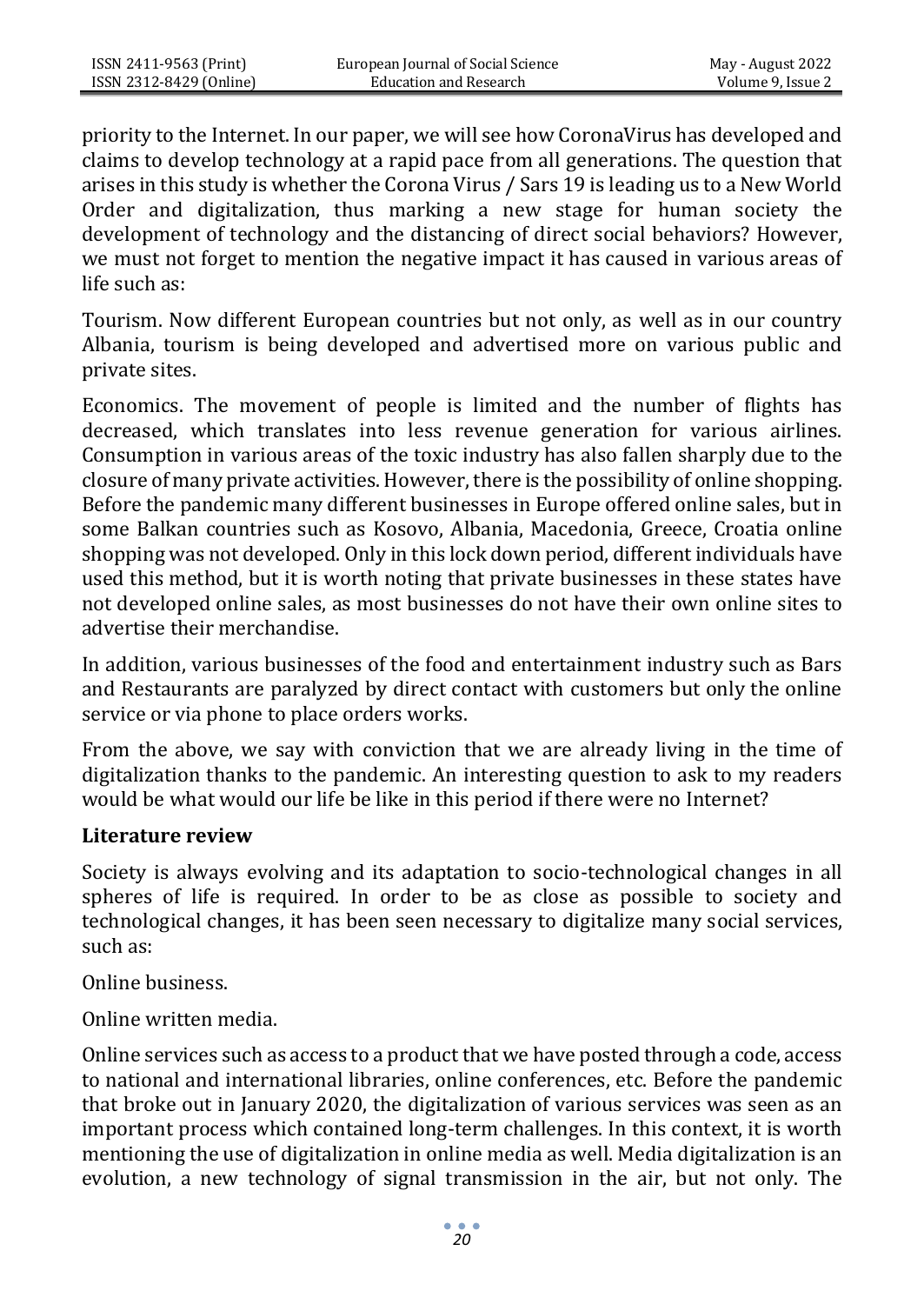priority to the Internet. In our paper, we will see how CoronaVirus has developed and claims to develop technology at a rapid pace from all generations. The question that arises in this study is whether the Corona Virus / Sars 19 is leading us to a New World Order and digitalization, thus marking a new stage for human society the development of technology and the distancing of direct social behaviors? However, we must not forget to mention the negative impact it has caused in various areas of life such as:

Tourism. Now different European countries but not only, as well as in our country Albania, tourism is being developed and advertised more on various public and private sites.

Economics. The movement of people is limited and the number of flights has decreased, which translates into less revenue generation for various airlines. Consumption in various areas of the toxic industry has also fallen sharply due to the closure of many private activities. However, there is the possibility of online shopping. Before the pandemic many different businesses in Europe offered online sales, but in some Balkan countries such as Kosovo, Albania, Macedonia, Greece, Croatia online shopping was not developed. Only in this lock down period, different individuals have used this method, but it is worth noting that private businesses in these states have not developed online sales, as most businesses do not have their own online sites to advertise their merchandise.

In addition, various businesses of the food and entertainment industry such as Bars and Restaurants are paralyzed by direct contact with customers but only the online service or via phone to place orders works.

From the above, we say with conviction that we are already living in the time of digitalization thanks to the pandemic. An interesting question to ask to my readers would be what would our life be like in this period if there were no Internet?

## Literature review

Society is always evolving and its adaptation to socio-technological changes in all spheres of life is required. In order to be as close as possible to society and technological changes, it has been seen necessary to digitalize many social services, such as:

Online business.

Online written media.

Online services such as access to a product that we have posted through a code, access to national and international libraries, online conferences, etc. Before the pandemic that broke out in January 2020, the digitalization of various services was seen as an important process which contained long-term challenges. In this context, it is worth mentioning the use of digitalization in online media as well. Media digitalization is an evolution, a new technology of signal transmission in the air, but not only. The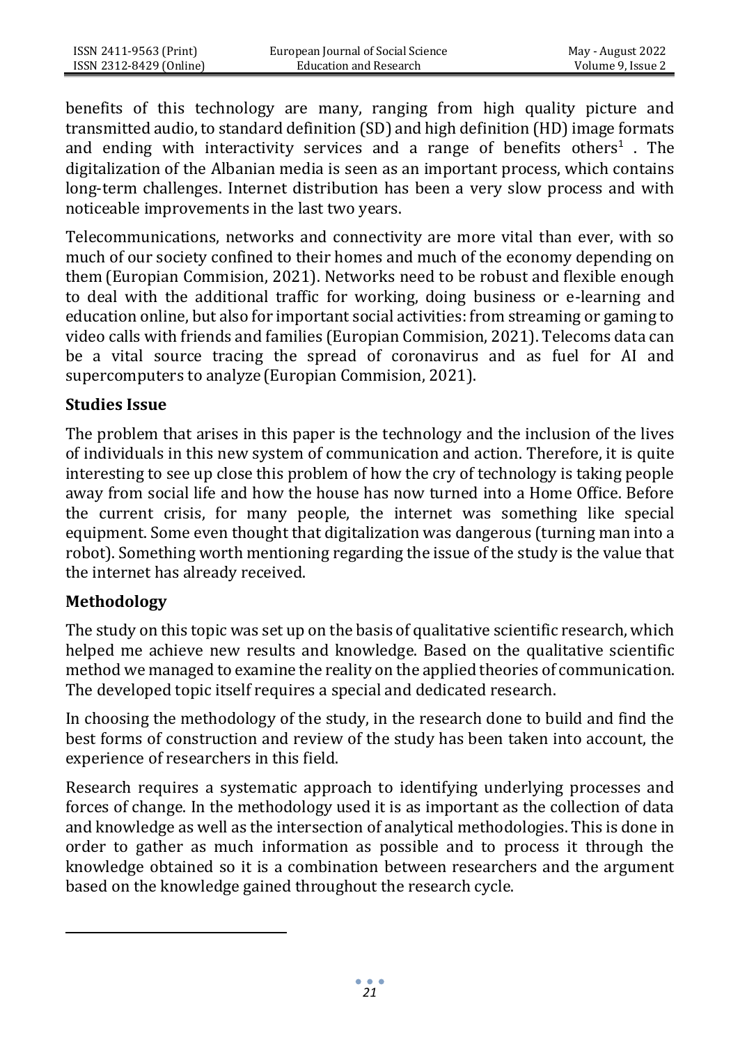benefits of this technology are many, ranging from high quality picture and transmitted audio, to standard definition (SD) and high definition (HD) image formats and ending with interactivity services and a range of benefits others[1] . The digitalization of the Albanian media is seen as an important process, which contains long-term challenges. Internet distribution has been a very slow process and with noticeable improvements in the last two years.

Telecommunications, networks and connectivity are more vital than ever, with so much of our society confined to their homes and much of the economy depending on them (Europian Commision, 2021). Networks need to be robust and flexible enough to deal with the additional traffic for working, doing business or e-learning and education online, but also for important social activities: from streaming or gaming to video calls with friends and families (Europian Commision, 2021). Telecoms data can be a vital source tracing the spread of coronavirus and as fuel for AI and supercomputers to analyze (Europian Commision, 2021).

## Studies Issue

The problem that arises in this paper is the technology and the inclusion of the lives of individuals in this new system of communication and action. Therefore, it is quite interesting to see up close this problem of how the cry of technology is taking people away from social life and how the house has now turned into a Home Office. Before the current crisis, for many people, the internet was something like special equipment. Some even thought that digitalization was dangerous (turning man into a robot). Something worth mentioning regarding the issue of the study is the value that the internet has already received.

## Methodology

The study on this topic was set up on the basis of qualitative scientific research, which helped me achieve new results and knowledge. Based on the qualitative scientific method we managed to examine the reality on the applied theories of communication. The developed topic itself requires a special and dedicated research.

In choosing the methodology of the study, in the research done to build and find the best forms of construction and review of the study has been taken into account, the experience of researchers in this field.

Research requires a systematic approach to identifying underlying processes and forces of change. In the methodology used it is as important as the collection of data and knowledge as well as the intersection of analytical methodologies. This is done in order to gather as much information as possible and to process it through the knowledge obtained so it is a combination between researchers and the argument based on the knowledge gained throughout the research cycle.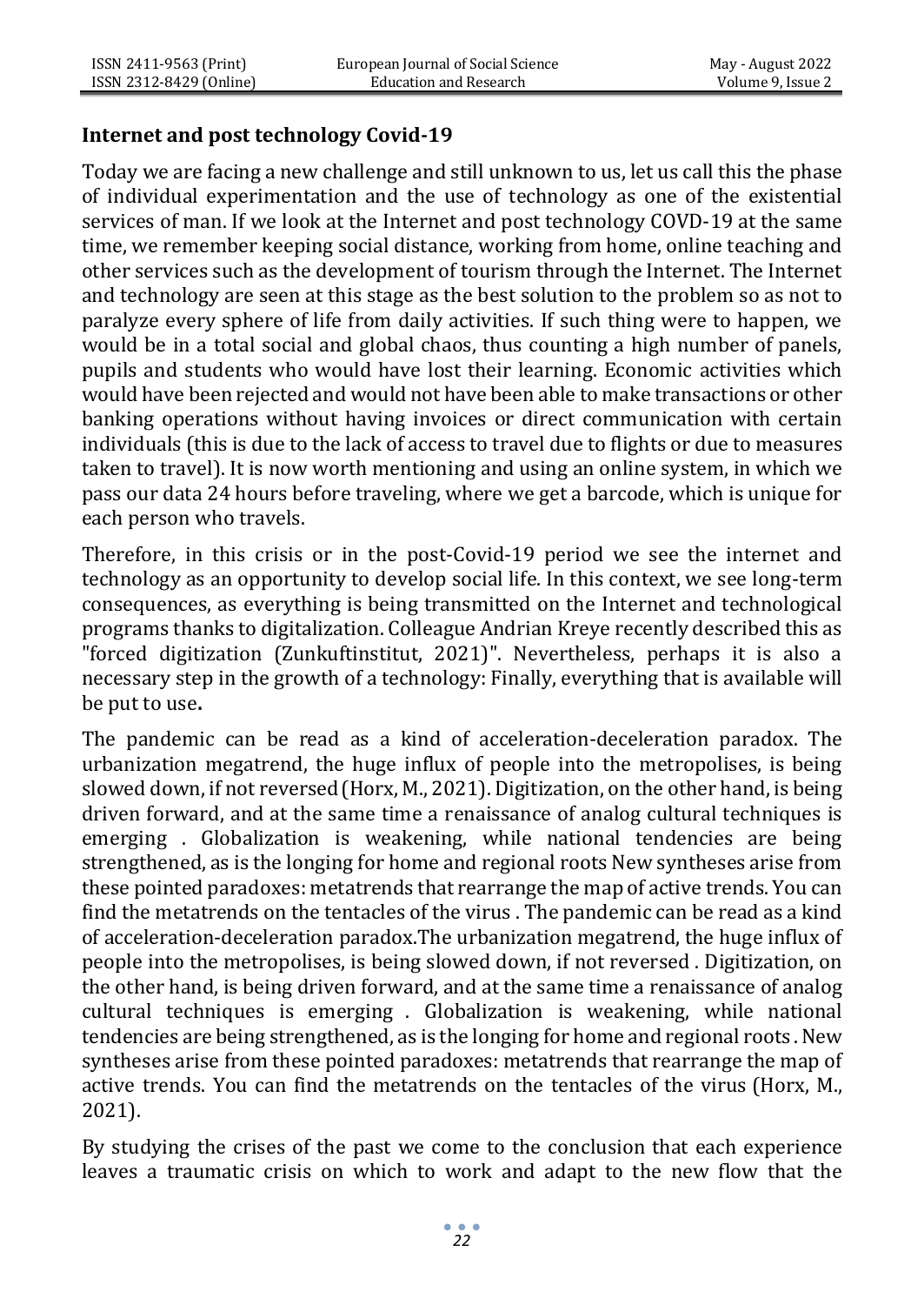## Internet and post technology Covid-19

Today we are facing a new challenge and still unknown to us, let us call this the phase of individual experimentation and the use of technology as one of the existential services of man. If we look at the Internet and post technology COVD-19 at the same time, we remember keeping social distance, working from home, online teaching and other services such as the development of tourism through the Internet. The Internet and technology are seen at this stage as the best solution to the problem so as not to paralyze every sphere of life from daily activities. If such thing were to happen, we would be in a total social and global chaos, thus counting a high number of panels, pupils and students who would have lost their learning. Economic activities which would have been rejected and would not have been able to make transactions or other banking operations without having invoices or direct communication with certain individuals (this is due to the lack of access to travel due to flights or due to measures taken to travel). It is now worth mentioning and using an online system, in which we pass our data 24 hours before traveling, where we get a barcode, which is unique for each person who travels.

Therefore, in this crisis or in the post-Covid-19 period we see the internet and technology as an opportunity to develop social life. In this context, we see long-term consequences, as everything is being transmitted on the Internet and technological programs thanks to digitalization. Colleague Andrian Kreye recently described this as "forced digitization (Zunkuftinstitut, 2021)". Nevertheless, perhaps it is also a necessary step in the growth of a technology: Finally, everything that is available will be put to use**.**

The pandemic can be read as a kind of acceleration-deceleration paradox. The urbanization megatrend, the huge influx of people into the metropolises, is being slowed down, if not reversed (Horx, M., 2021). Digitization, on the other hand, is being driven forward, and at the same time a renaissance of analog cultural techniques is emerging . Globalization is weakening, while national tendencies are being strengthened, as is the longing for home and regional roots New syntheses arise from these pointed paradoxes: metatrends that rearrange the map of active trends. You can find the metatrends on the tentacles of the virus . The pandemic can be read as a kind of acceleration-deceleration paradox.The urbanization megatrend, the huge influx of people into the metropolises, is being slowed down, if not reversed . Digitization, on the other hand, is being driven forward, and at the same time a renaissance of analog cultural techniques is emerging . Globalization is weakening, while national tendencies are being strengthened, as is the longing for home and regional roots . New syntheses arise from these pointed paradoxes: metatrends that rearrange the map of active trends. You can find the metatrends on the tentacles of the virus (Horx, M., 2021).

By studying the crises of the past we come to the conclusion that each experience leaves a traumatic crisis on which to work and adapt to the new flow that the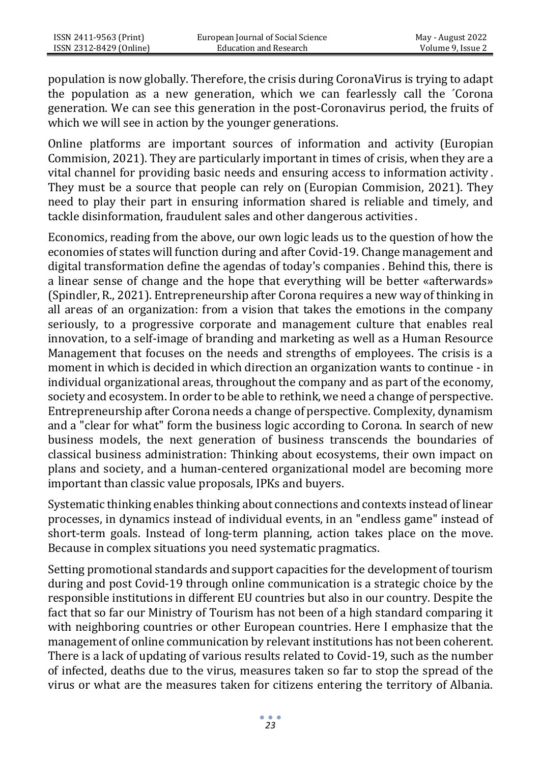population is now globally. Therefore, the crisis during CoronaVirus is trying to adapt the population as a new generation, which we can fearlessly call the ´Corona generation. We can see this generation in the post-Coronavirus period, the fruits of which we will see in action by the younger generations.

Online platforms are important sources of information and activity (Europian Commision, 2021). They are particularly important in times of crisis, when they are a vital channel for providing basic needs and ensuring access to information activity . They must be a source that people can rely on (Europian Commision, 2021). They need to play their part in ensuring information shared is reliable and timely, and tackle disinformation, fraudulent sales and other dangerous activities .

Economics, reading from the above, our own logic leads us to the question of how the economies of states will function during and after Covid-19. Change management and digital transformation define the agendas of today's companies . Behind this, there is a linear sense of change and the hope that everything will be better «afterwards» (Spindler, R., 2021). Entrepreneurship after Corona requires a new way of thinking in all areas of an organization: from a vision that takes the emotions in the company seriously, to a progressive corporate and management culture that enables real innovation, to a self-image of branding and marketing as well as a Human Resource Management that focuses on the needs and strengths of employees. The crisis is a moment in which is decided in which direction an organization wants to continue - in individual organizational areas, throughout the company and as part of the economy, society and ecosystem. In order to be able to rethink, we need a change of perspective. Entrepreneurship after Corona needs a change of perspective. Complexity, dynamism and a "clear for what" form the business logic according to Corona. In search of new business models, the next generation of business transcends the boundaries of classical business administration: Thinking about ecosystems, their own impact on plans and society, and a human-centered organizational model are becoming more important than classic value proposals, IPKs and buyers.

Systematic thinking enables thinking about connections and contexts instead of linear processes, in dynamics instead of individual events, in an "endless game" instead of short-term goals. Instead of long-term planning, action takes place on the move. Because in complex situations you need systematic pragmatics.

Setting promotional standards and support capacities for the development of tourism during and post Covid-19 through online communication is a strategic choice by the responsible institutions in different EU countries but also in our country. Despite the fact that so far our Ministry of Tourism has not been of a high standard comparing it with neighboring countries or other European countries. Here I emphasize that the management of online communication by relevant institutions has not been coherent. There is a lack of updating of various results related to Covid-19, such as the number of infected, deaths due to the virus, measures taken so far to stop the spread of the virus or what are the measures taken for citizens entering the territory of Albania.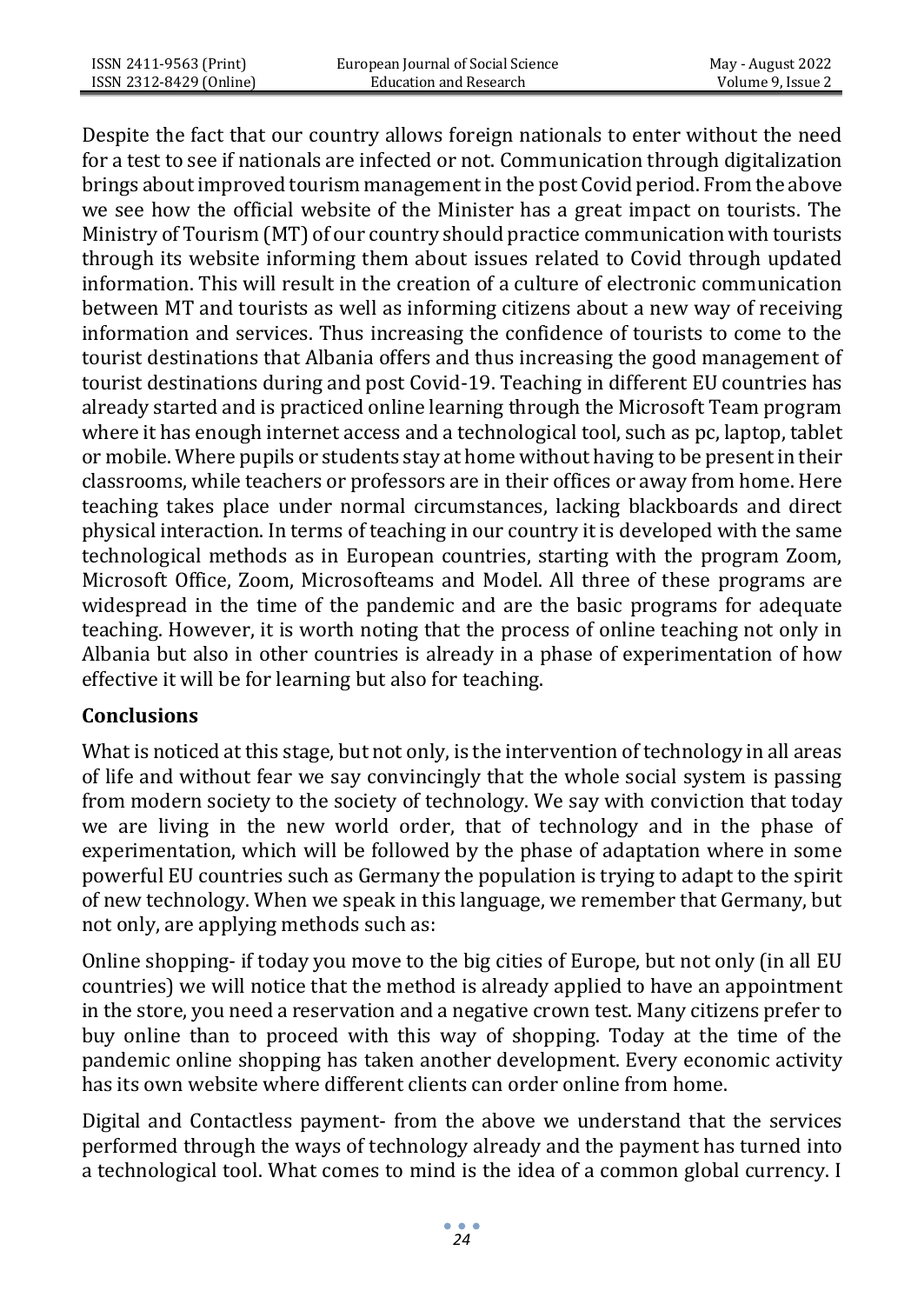Despite the fact that our country allows foreign nationals to enter without the need for a test to see if nationals are infected or not. Communication through digitalization brings about improved tourism management in the post Covid period. From the above we see how the official website of the Minister has a great impact on tourists. The Ministry of Tourism (MT) of our country should practice communication with tourists through its website informing them about issues related to Covid through updated information. This will result in the creation of a culture of electronic communication between MT and tourists as well as informing citizens about a new way of receiving information and services. Thus increasing the confidence of tourists to come to the tourist destinations that Albania offers and thus increasing the good management of tourist destinations during and post Covid-19. Teaching in different EU countries has already started and is practiced online learning through the Microsoft Team program where it has enough internet access and a technological tool, such as pc, laptop, tablet or mobile. Where pupils or students stay at home without having to be present in their classrooms, while teachers or professors are in their offices or away from home. Here teaching takes place under normal circumstances, lacking blackboards and direct physical interaction. In terms of teaching in our country it is developed with the same technological methods as in European countries, starting with the program Zoom, Microsoft Office, Zoom, Microsofteams and Model. All three of these programs are widespread in the time of the pandemic and are the basic programs for adequate teaching. However, it is worth noting that the process of online teaching not only in Albania but also in other countries is already in a phase of experimentation of how effective it will be for learning but also for teaching.

## Conclusions

What is noticed at this stage, but not only, is the intervention of technology in all areas of life and without fear we say convincingly that the whole social system is passing from modern society to the society of technology. We say with conviction that today we are living in the new world order, that of technology and in the phase of experimentation, which will be followed by the phase of adaptation where in some powerful EU countries such as Germany the population is trying to adapt to the spirit of new technology. When we speak in this language, we remember that Germany, but not only, are applying methods such as:

Online shopping- if today you move to the big cities of Europe, but not only (in all EU countries) we will notice that the method is already applied to have an appointment in the store, you need a reservation and a negative crown test. Many citizens prefer to buy online than to proceed with this way of shopping. Today at the time of the pandemic online shopping has taken another development. Every economic activity has its own website where different clients can order online from home.

Digital and Contactless payment- from the above we understand that the services performed through the ways of technology already and the payment has turned into a technological tool. What comes to mind is the idea of a common global currency. I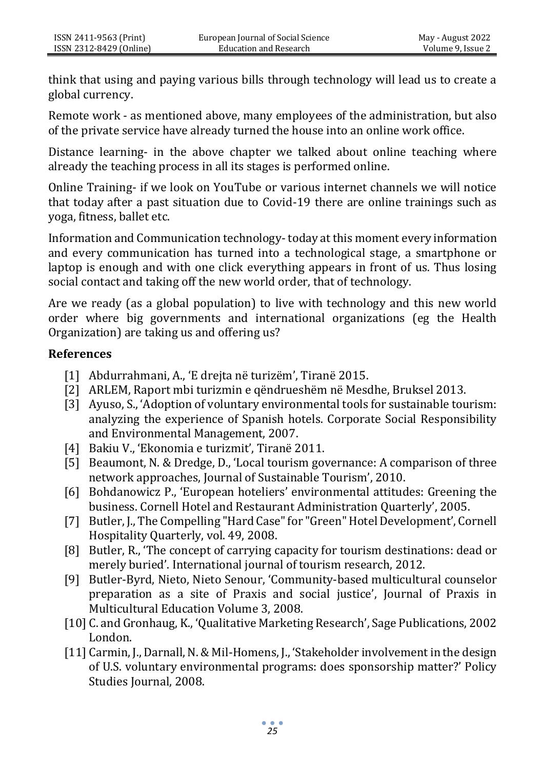think that using and paying various bills through technology will lead us to create a global currency.

Remote work - as mentioned above, many employees of the administration, but also of the private service have already turned the house into an online work office.

Distance learning- in the above chapter we talked about online teaching where already the teaching process in all its stages is performed online.

Online Training- if we look on YouTube or various internet channels we will notice that today after a past situation due to Covid-19 there are online trainings such as yoga, fitness, ballet etc.

Information and Communication technology- today at this moment every information and every communication has turned into a technological stage, a smartphone or laptop is enough and with one click everything appears in front of us. Thus losing social contact and taking off the new world order, that of technology.

Are we ready (as a global population) to live with technology and this new world order where big governments and international organizations (eg the Health Organization) are taking us and offering us?

## References

[1] Abdurrahmani, A., 'E drejta në turizëm', Tiranë 2015.

[2] ARLEM, Raport mbi turizmin e qëndrueshëm në Mesdhe, Bruksel 2013.

[3] Ayuso, S., 'Adoption of voluntary environmental tools for sustainable tourism: analyzing the experience of Spanish hotels. Corporate Social Responsibility and Environmental Management, 2007.

[4] Bakiu V., 'Ekonomia e turizmit', Tiranë 2011.

[5] Beaumont, N. & Dredge, D., 'Local tourism governance: A comparison of three network approaches, Journal of Sustainable Tourism', 2010.

[6] Bohdanowicz P., 'European hoteliers' environmental attitudes: Greening the business. Cornell Hotel and Restaurant Administration Quarterly', 2005.

[7] Butler, J., The Compelling "Hard Case" for "Green" Hotel Development', Cornell Hospitality Quarterly, vol. 49, 2008.

[8] Butler, R., 'The concept of carrying capacity for tourism destinations: dead or merely buried'. International journal of tourism research, 2012.

[9] Butler-Byrd, Nieto, Nieto Senour, 'Community-based multicultural counselor preparation as a site of Praxis and social justice', Journal of Praxis in Multicultural Education Volume 3, 2008.

[10] C. and Gronhaug, K., 'Qualitative Marketing Research', Sage Publications, 2002 London.

[11] Carmin, J., Darnall, N. & Mil-Homens, J., 'Stakeholder involvement in the design of U.S. voluntary environmental programs: does sponsorship matter?' Policy Studies Journal, 2008.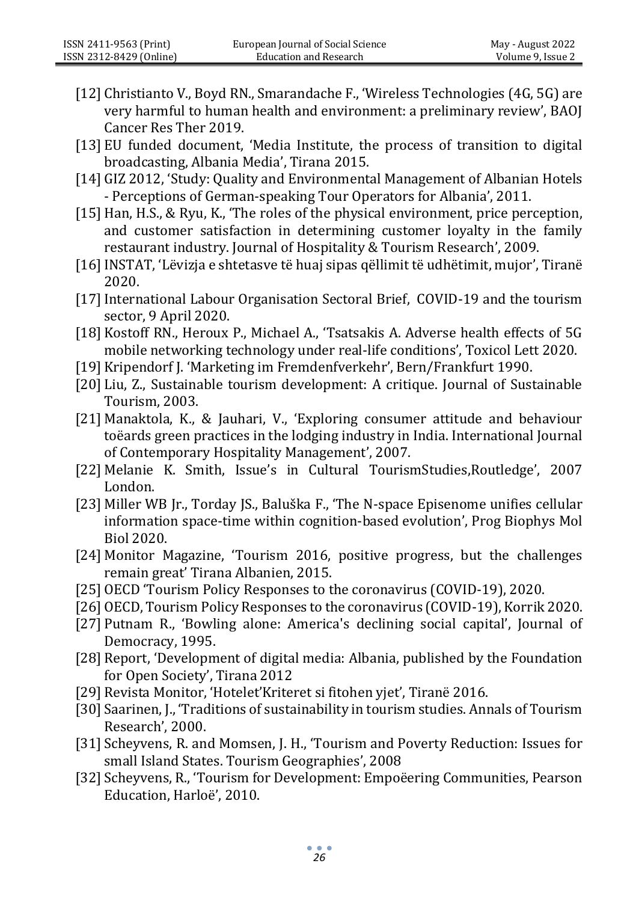[12] Christianto V., Boyd RN., Smarandache F., 'Wireless Technologies (4G, 5G) are very harmful to human health and environment: a preliminary review', BAOJ Cancer Res Ther 2019.

[13] EU funded document, 'Media Institute, the process of transition to digital broadcasting, Albania Media', Tirana 2015.

[14] GIZ 2012, 'Study: Quality and Environmental Management of Albanian Hotels - Perceptions of German-speaking Tour Operators for Albania', 2011.

[15] Han, H.S., & Ryu, K., 'The roles of the physical environment, price perception, and customer satisfaction in determining customer loyalty in the family restaurant industry. Journal of Hospitality & Tourism Research', 2009.

[16] INSTAT, 'Lëvizja e shtetasve të huaj sipas qëllimit të udhëtimit, mujor', Tiranë 2020.

[17] International Labour Organisation Sectoral Brief, COVID-19 and the tourism sector, 9 April 2020.

[18] Kostoff RN., Heroux P., Michael A., 'Tsatsakis A. Adverse health effects of 5G mobile networking technology under real-life conditions', Toxicol Lett 2020.

[19] Kripendorf J. 'Marketing im Fremdenfverkehr', Bern/Frankfurt 1990.

[20] Liu, Z., Sustainable tourism development: A critique. Journal of Sustainable Tourism, 2003.

[21] Manaktola, K., & Jauhari, V., 'Exploring consumer attitude and behaviour toëards green practices in the lodging industry in India. International Journal of Contemporary Hospitality Management', 2007.

[22] Melanie K. Smith, Issue's in Cultural TourismStudies,Routledge', 2007 London.

[23] Miller WB Jr., Torday JS., Baluška F., 'The N-space Episenome unifies cellular information space-time within cognition-based evolution', Prog Biophys Mol Biol 2020.

[24] Monitor Magazine, 'Tourism 2016, positive progress, but the challenges remain great' Tirana Albanien, 2015.

[25] OECD 'Tourism Policy Responses to the coronavirus (COVID-19), 2020.

[26] OECD, Tourism Policy Responses to the coronavirus (COVID-19), Korrik 2020.

[27] Putnam R., 'Bowling alone: America's declining social capital', Journal of Democracy, 1995.

[28] Report, 'Development of digital media: Albania, published by the Foundation for Open Society', Tirana 2012

[29] Revista Monitor, 'Hotelet'Kriteret si fitohen yjet', Tiranë 2016.

[30] Saarinen, J., 'Traditions of sustainability in tourism studies. Annals of Tourism Research', 2000.

[31] Scheyvens, R. and Momsen, J. H., 'Tourism and Poverty Reduction: Issues for small Island States. Tourism Geographies', 2008

[32] Scheyvens, R., 'Tourism for Development: Empoëering Communities, Pearson Education, Harloë', 2010.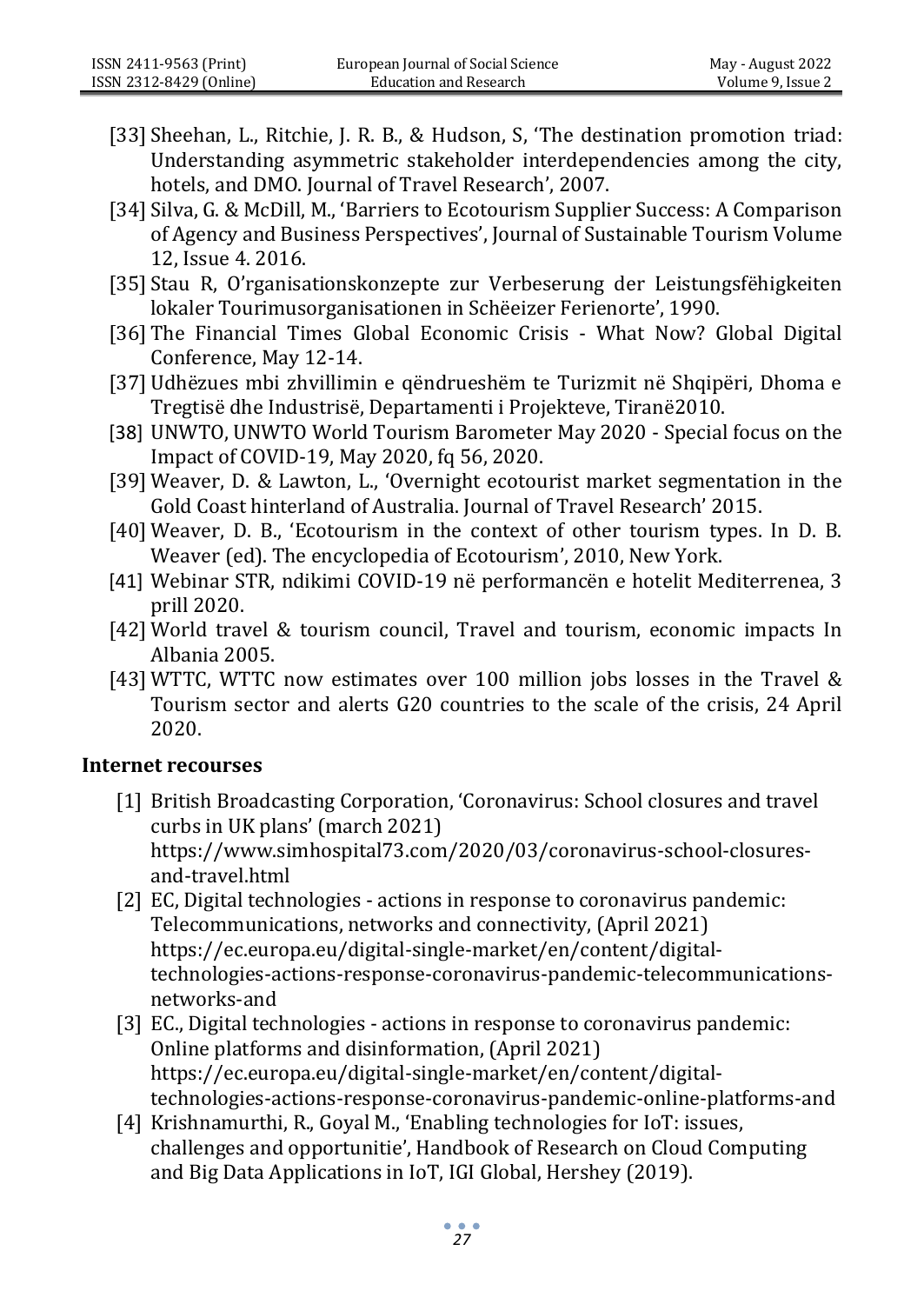[33] Sheehan, L., Ritchie, J. R. B., & Hudson, S, 'The destination promotion triad: Understanding asymmetric stakeholder interdependencies among the city, hotels, and DMO. Journal of Travel Research', 2007.

[34] Silva, G. & McDill, M., 'Barriers to Ecotourism Supplier Success: A Comparison of Agency and Business Perspectives', Journal of Sustainable Tourism Volume 12, Issue 4. 2016.

[35] Stau R, O'rganisationskonzepte zur Verbeserung der Leistungsfëhigkeiten lokaler Tourimusorganisationen in Schëeizer Ferienorte', 1990.

[36] The Financial Times Global Economic Crisis - What Now? Global Digital Conference, May 12-14.

[37] Udhëzues mbi zhvillimin e qëndrueshëm te Turizmit në Shqipëri, Dhoma e Tregtisë dhe Industrisë, Departamenti i Projekteve, Tiranë2010.

[38] UNWTO, UNWTO World Tourism Barometer May 2020 - Special focus on the Impact of COVID-19, May 2020, fq 56, 2020.

[39] Weaver, D. & Lawton, L., 'Overnight ecotourist market segmentation in the Gold Coast hinterland of Australia. Journal of Travel Research' 2015.

[40] Weaver, D. B., 'Ecotourism in the context of other tourism types. In D. B. Weaver (ed). The encyclopedia of Ecotourism', 2010, New York.

[41] Webinar STR, ndikimi COVID-19 në performancën e hotelit Mediterrenea, 3 prill 2020.

[42] World travel & tourism council, Travel and tourism, economic impacts In Albania 2005.

[43] WTTC, WTTC now estimates over 100 million jobs losses in the Travel & Tourism sector and alerts G20 countries to the scale of the crisis, 24 April 2020.

## Internet recourses

[1] British Broadcasting Corporation, 'Coronavirus: School closures and travel curbs in UK plans' (march 2021) https://www.simhospital73.com/2020/03/coronavirus-school-closures-and-travel.html

[2] EC, Digital technologies - actions in response to coronavirus pandemic: Telecommunications, networks and connectivity, (April 2021) https://ec.europa.eu/digital-single-market/en/content/digital-technologies-actions-response-coronavirus-pandemic-telecommunications-networks-and

[3] EC., Digital technologies - actions in response to coronavirus pandemic: Online platforms and disinformation, (April 2021) https://ec.europa.eu/digital-single-market/en/content/digital-technologies-actions-response-coronavirus-pandemic-online-platforms-and

[4] Krishnamurthi, R., Goyal M., 'Enabling technologies for IoT: issues, challenges and opportunitie', Handbook of Research on Cloud Computing and Big Data Applications in IoT, IGI Global, Hershey (2019).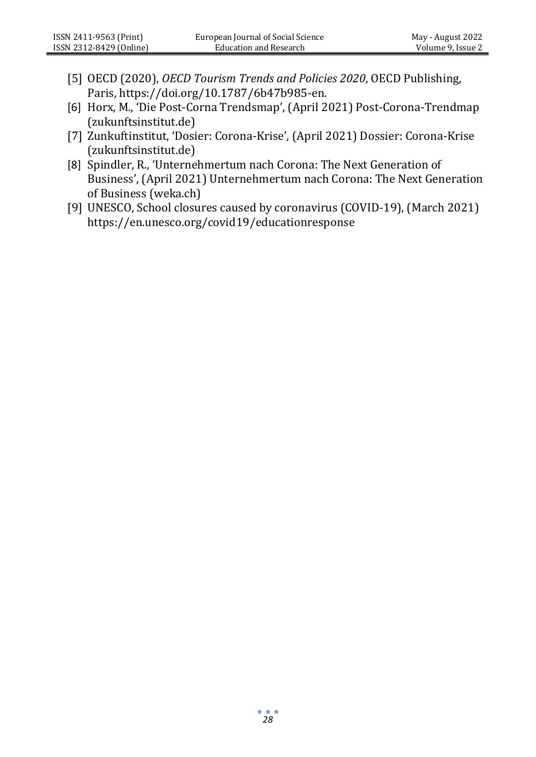[5] OECD (2020), *OECD Tourism Trends and Policies 2020*, OECD Publishing, Paris, https://doi.org/10.1787/6b47b985-en.

[6] Horx, M., 'Die Post-Corna Trendsmap', (April 2021) Post-Corona-Trendmap (zukunftsinstitut.de)

[7] Zunkuftinstitut, 'Dosier: Corona-Krise', (April 2021) Dossier: Corona-Krise (zukunftsinstitut.de)

[8] Spindler, R., 'Unternehmertum nach Corona: The Next Generation of Business', (April 2021) Unternehmertum nach Corona: The Next Generation of Business (weka.ch)

[9] UNESCO, School closures caused by coronavirus (COVID-19), (March 2021) https://en.unesco.org/covid19/educationresponse